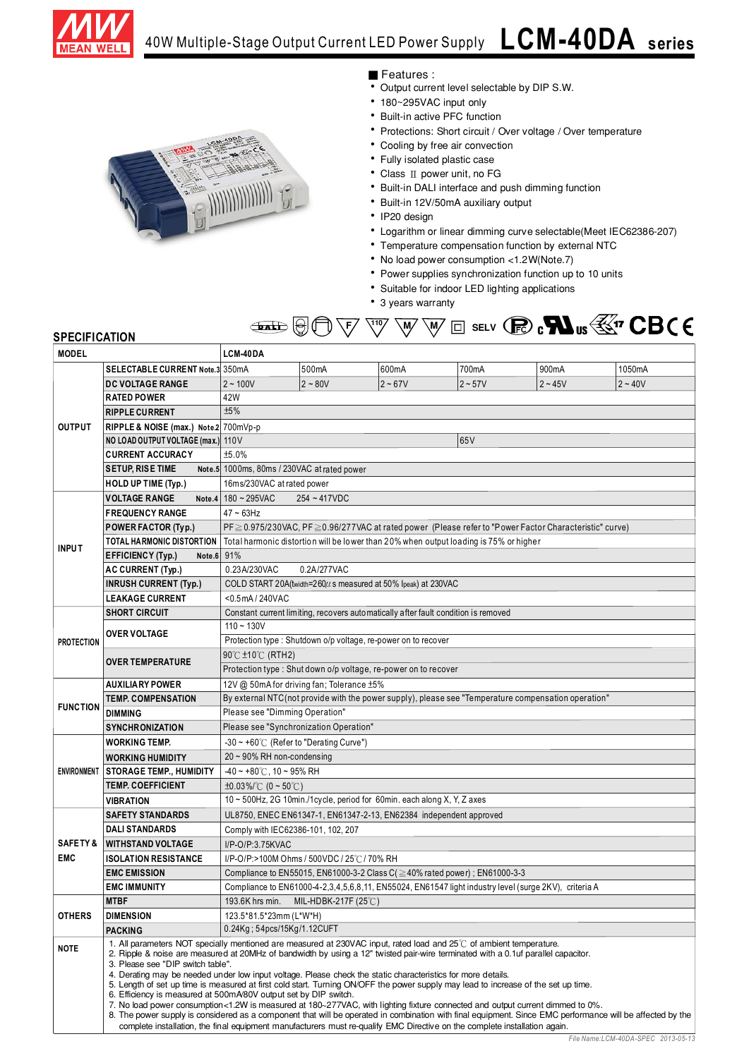# 40W Multiple-Stage Output Current LED Power Supply LCM-40DA series

## Features :

- Output current level selectable by DIP S.W.
- 180~295VAC input only
- Built-in active PFC function
- Protections: Short circuit / Over voltage / Over temperature
- Cooling by free air convection
- Fully isolated plastic case
- Class Ⅱ power unit, no FG
- Built-in DALI interface and push dimming function
- Built-in 12V/50mA auxiliary output
- IP20 design
- Logarithm or linear dimming curve selectable(Meet IEC62386-207)
- Temperature compensation function by external NTC
- No load power consumption <1.2W(Note.7)
- Power supplies synchronization function up to 10 units
- Suitable for indoor LED lighting applications
- 3 years warranty

## SPECIFICATION

| MODEL | | LCM-40DA | | | | | |
|---|---|---|---|---|---|---|---|
| OUTPUT | SELECTABLE CURRENT Note.3 | 350mA | 500mA | 600mA | 700mA | 900mA | 1050mA |
| | DC VOLTAGE RANGE | 2 ~ 100V | 2 ~ 80V | 2 ~ 67V | 2 ~ 57V | 2 ~ 45V | 2 ~ 40V |
| | RATED POWER | 42W | | | | | |
| | RIPPLE CURRENT | ±5% | | | | | |
| | RIPPLE & NOISE (max.) Note.2 | 700mVp-p | | | | | |
| | NO LOAD OUTPUT VOLTAGE (max.) | 110V | | | 65V | | |
| | CURRENT ACCURACY | ±5.0% | | | | | |
| | SETUP, RISE TIME Note.5 | 1000ms, 80ms / 230VAC at rated power | | | | | |
| | HOLD UP TIME (Typ.) | 16ms/230VAC at rated power | | | | | |
| INPUT | VOLTAGE RANGE Note.4 | 180 ~ 295VAC 254 ~ 417VDC | | | | | |
| | FREQUENCY RANGE | 47 ~ 63Hz | | | | | |
| | POWER FACTOR (Typ.) | PF≧0.975/230VAC, PF≧0.96/277VAC at rated power (Please refer to "Power Factor Characteristic" curve) | | | | | |
| | TOTAL HARMONIC DISTORTION | Total harmonic distortion will be lower than 20% when output loading is 75% or higher | | | | | |
| | EFFICIENCY (Typ.) Note.6 | 91% | | | | | |
| | AC CURRENT (Typ.) | 0.23A/230VAC 0.2A/277VAC | | | | | |
| | INRUSH CURRENT (Typ.) | COLD START 20A(twidth=260μs measured at 50% Ipeak) at 230VAC | | | | | |
| | LEAKAGE CURRENT | <0.5mA / 240VAC | | | | | |
| PROTECTION | SHORT CIRCUIT | Constant current limiting, recovers automatically after fault condition is removed | | | | | |
| | OVER VOLTAGE | 110 ~ 130V | | | | | |
| | | Protection type : Shutdown o/p voltage, re-power on to recover | | | | | |
| | OVER TEMPERATURE | 90℃ ±10℃ (RTH2) | | | | | |
| | | Protection type : Shut down o/p voltage, re-power on to recover | | | | | |
| FUNCTION | AUXILIARY POWER | 12V @ 50mA for driving fan; Tolerance ±5% | | | | | |
| | TEMP. COMPENSATION | By external NTC(not provide with the power supply), please see "Temperature compensation operation" | | | | | |
| | DIMMING | Please see "Dimming Operation" | | | | | |
| | SYNCHRONIZATION | Please see "Synchronization Operation" | | | | | |
| ENVIRONMENT | WORKING TEMP. | -30 ~ +60℃ (Refer to "Derating Curve") | | | | | |
| | WORKING HUMIDITY | 20 ~ 90% RH non-condensing | | | | | |
| | STORAGE TEMP., HUMIDITY | -40 ~ +80℃, 10 ~ 95% RH | | | | | |
| | TEMP. COEFFICIENT | ±0.03%/℃ (0 ~ 50℃) | | | | | |
| | VIBRATION | 10 ~ 500Hz, 2G 10min./1cycle, period for 60min. each along X, Y, Z axes | | | | | |
| SAFETY & EMC | SAFETY STANDARDS | UL8750, ENEC EN61347-1, EN61347-2-13, EN62384 independent approved | | | | | |
| | DALI STANDARDS | Comply with IEC62386-101, 102, 207 | | | | | |
| | WITHSTAND VOLTAGE | I/P-O/P:3.75KVAC | | | | | |
| | ISOLATION RESISTANCE | I/P-O/P:>100M Ohms / 500VDC / 25℃ / 70% RH | | | | | |
| | EMC EMISSION | Compliance to EN55015, EN61000-3-2 Class C(≧40% rated power) ; EN61000-3-3 | | | | | |
| | EMC IMMUNITY | Compliance to EN61000-4-2,3,4,5,6,8,11, EN55024, EN61547 light industry level (surge 2KV), criteria A | | | | | |
| OTHERS | MTBF | 193.6K hrs min. MIL-HDBK-217F (25℃) | | | | | |
| | DIMENSION | 123.5*81.5*23mm (L*W*H) | | | | | |
| | PACKING | 0.24Kg ; 54pcs/15Kg/1.12CUFT | | | | | |

**NOTE**

1. All parameters NOT specially mentioned are measured at 230VAC input, rated load and 25℃ of ambient temperature.
2. Ripple & noise are measured at 20MHz of bandwidth by using a 12" twisted pair-wire terminated with a 0.1uf parallel capacitor.
3. Please see "DIP switch table".
4. Derating may be needed under low input voltage. Please check the static characteristics for more details.
5. Length of set up time is measured at first cold start. Turning ON/OFF the power supply may lead to increase of the set up time.
6. Efficiency is measured at 500mA/80V output set by DIP switch.
7. No load power consumption<1.2W is measured at 180~277VAC, with lighting fixture connected and output current dimmed to 0%.
8. The power supply is considered as a component that will be operated in combination with final equipment. Since EMC performance will be affected by the complete installation, the final equipment manufacturers must re-qualify EMC Directive on the complete installation again.

File Name:LCM-40DA-SPEC 2013-05-13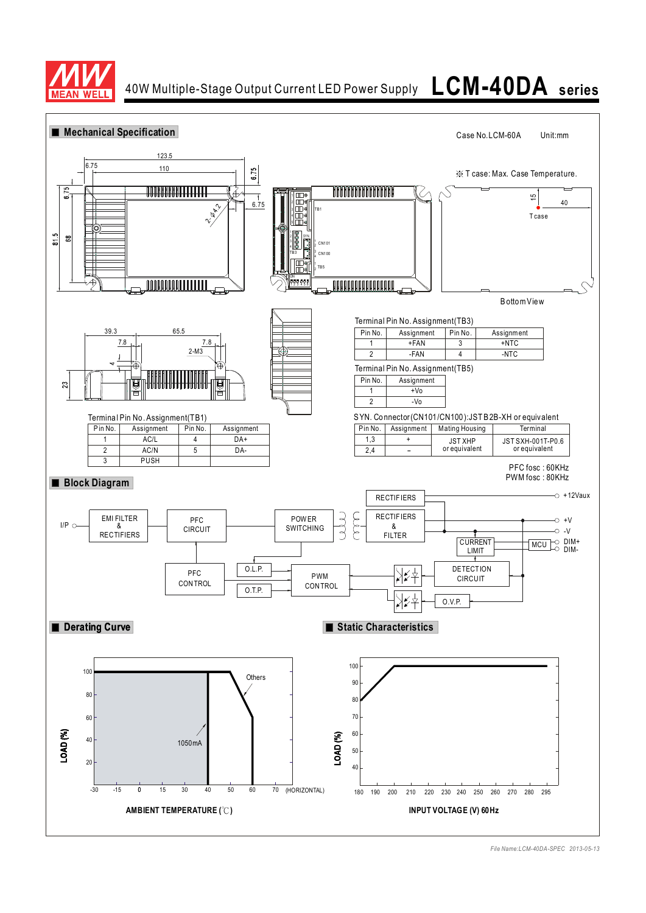# 40W Multiple-Stage Output Current LED Power Supply LCM-40DA series

## ■ Mechanical Specification

Case No.LCM-60A Unit:mm

123.5
6.75
110
6.75
6.75
2-ϕ4.2
81.5
68
6.75

※ T case: Max. Case Temperature.

15
40
T case

TB1
SYN
CN101
CN100
TB3
TB5

Bottom View

39.3
65.5
7.8
7.8
2-M3
4
23

Terminal Pin No. Assignment(TB3)

| Pin No. | Assignment | Pin No. | Assignment |
|---|---|---|---|
| 1 | +FAN | 3 | +NTC |
| 2 | -FAN | 4 | -NTC |

Terminal Pin No. Assignment(TB5)

| Pin No. | Assignment |
|---|---|
| 1 | +Vo |
| 2 | -Vo |

Terminal Pin No. Assignment(TB1)

| Pin No. | Assignment | Pin No. | Assignment |
|---|---|---|---|
| 1 | AC/L | 4 | DA+ |
| 2 | AC/N | 5 | DA- |
| 3 | PUSH | | |

SYN. Connector(CN101/CN100):JST B2B-XH or equivalent

| Pin No. | Assignment | Mating Housing | Terminal |
|---|---|---|---|
| 1,3 | + | JST XHP or equivalent | JST SXH-001T-P0.6 or equivalent |
| 2,4 | − | | |

## ■ Block Diagram

PFC fosc : 60KHz
PWM fosc : 80KHz

I/P
EMI FILTER & RECTIFIERS
PFC CIRCUIT
POWER SWITCHING
RECTIFIERS
RECTIFIERS & FILTER
+12Vaux
+V
-V
CURRENT LIMIT
MCU
DIM+
DIM-
PFC CONTROL
O.L.P.
O.T.P.
PWM CONTROL
DETECTION CIRCUIT
O.V.P.

## ■ Derating Curve

LOAD (%)
100
80
60
40
20
Others
1050mA
-30 -15 0 15 30 40 50 60 70 (HORIZONTAL)
AMBIENT TEMPERATURE (℃)

## ■ Static Characteristics

LOAD (%)
100
90
80
70
60
50
40
180 190 200 210 220 230 240 250 260 270 280 295
INPUT VOLTAGE (V) 60Hz

File Name:LCM-40DA-SPEC 2013-05-13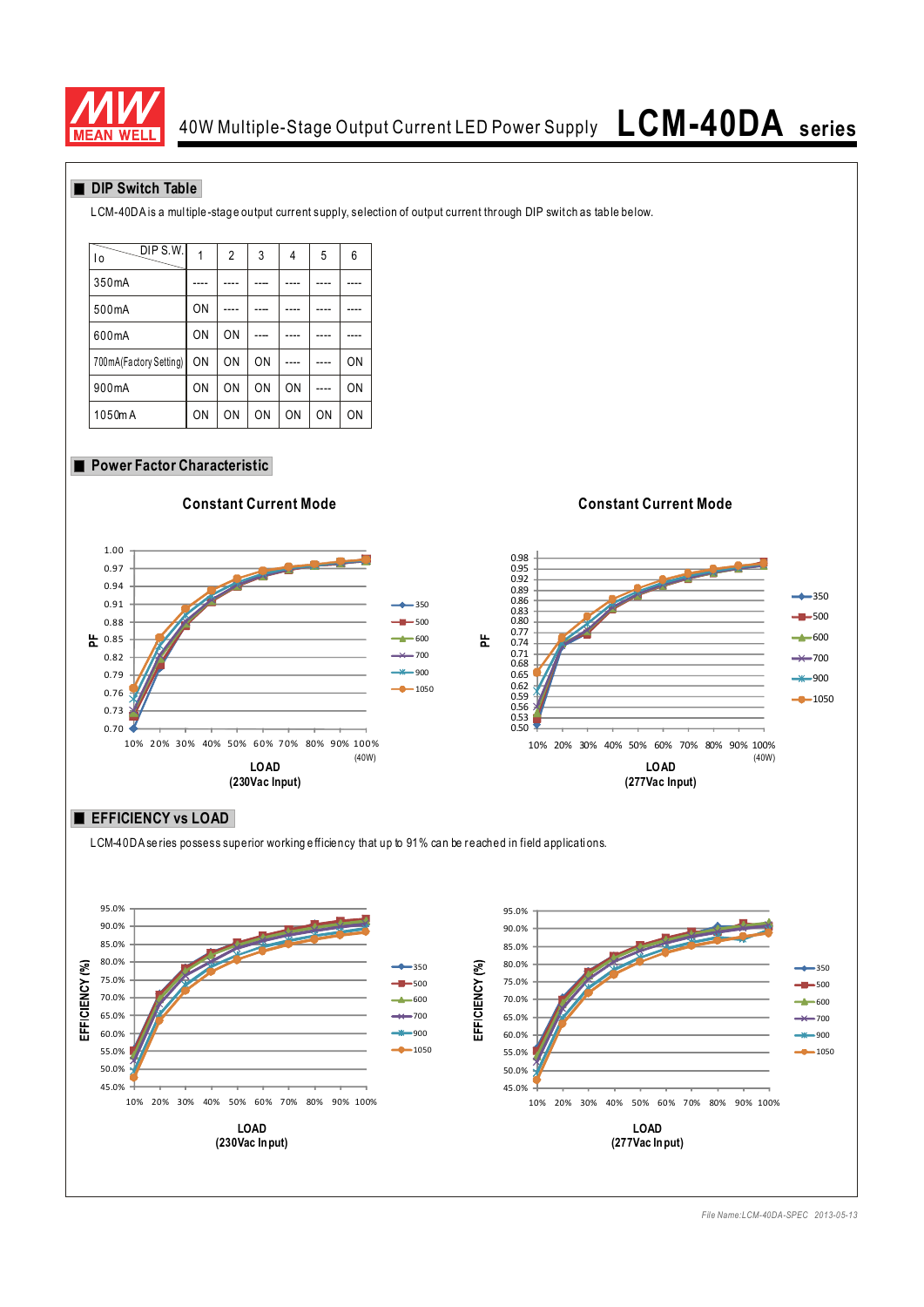## DIP Switch Table

LCM-40DA is a multiple-stage output current supply, selection of output current through DIP switch as table below.

| Io \ DIP S.W. | 1 | 2 | 3 | 4 | 5 | 6 |
|---|---|---|---|---|---|---|
| 350mA | ---- | ---- | ---- | ---- | ---- | ---- |
| 500mA | ON | ---- | ---- | ---- | ---- | ---- |
| 600mA | ON | ON | ---- | ---- | ---- | ---- |
| 700mA(Factory Setting) | ON | ON | ON | ---- | ---- | ON |
| 900mA | ON | ON | ON | ON | ---- | ON |
| 1050mA | ON | ON | ON | ON | ON | ON |

## Power Factor Characteristic

**Constant Current Mode**

PF
1.00
0.97
0.94
0.91
0.88
0.85
0.82
0.79
0.76
0.73
0.70
10% 20% 30% 40% 50% 60% 70% 80% 90% 100% (40W)
350
500
600
700
900
1050
**LOAD**
**(230Vac Input)**

**Constant Current Mode**

PF
0.98
0.95
0.92
0.89
0.86
0.83
0.80
0.77
0.74
0.71
0.68
0.65
0.62
0.59
0.56
0.53
0.50
10% 20% 30% 40% 50% 60% 70% 80% 90% 100% (40W)
350
500
600
700
900
1050
**LOAD**
**(277Vac Input)**

## EFFICIENCY vs LOAD

LCM-40DA series possess superior working efficiency that up to 91% can be reached in field applications.

EFFICIENCY (%)
95.0%
90.0%
85.0%
80.0%
75.0%
70.0%
65.0%
60.0%
55.0%
50.0%
45.0%
10% 20% 30% 40% 50% 60% 70% 80% 90% 100%
350
500
600
700
900
1050
**LOAD**
**(230Vac Input)**

EFFICIENCY (%)
95.0%
90.0%
85.0%
80.0%
75.0%
70.0%
65.0%
60.0%
55.0%
50.0%
45.0%
10% 20% 30% 40% 50% 60% 70% 80% 90% 100%
350
500
600
700
900
1050
**LOAD**
**(277Vac Input)**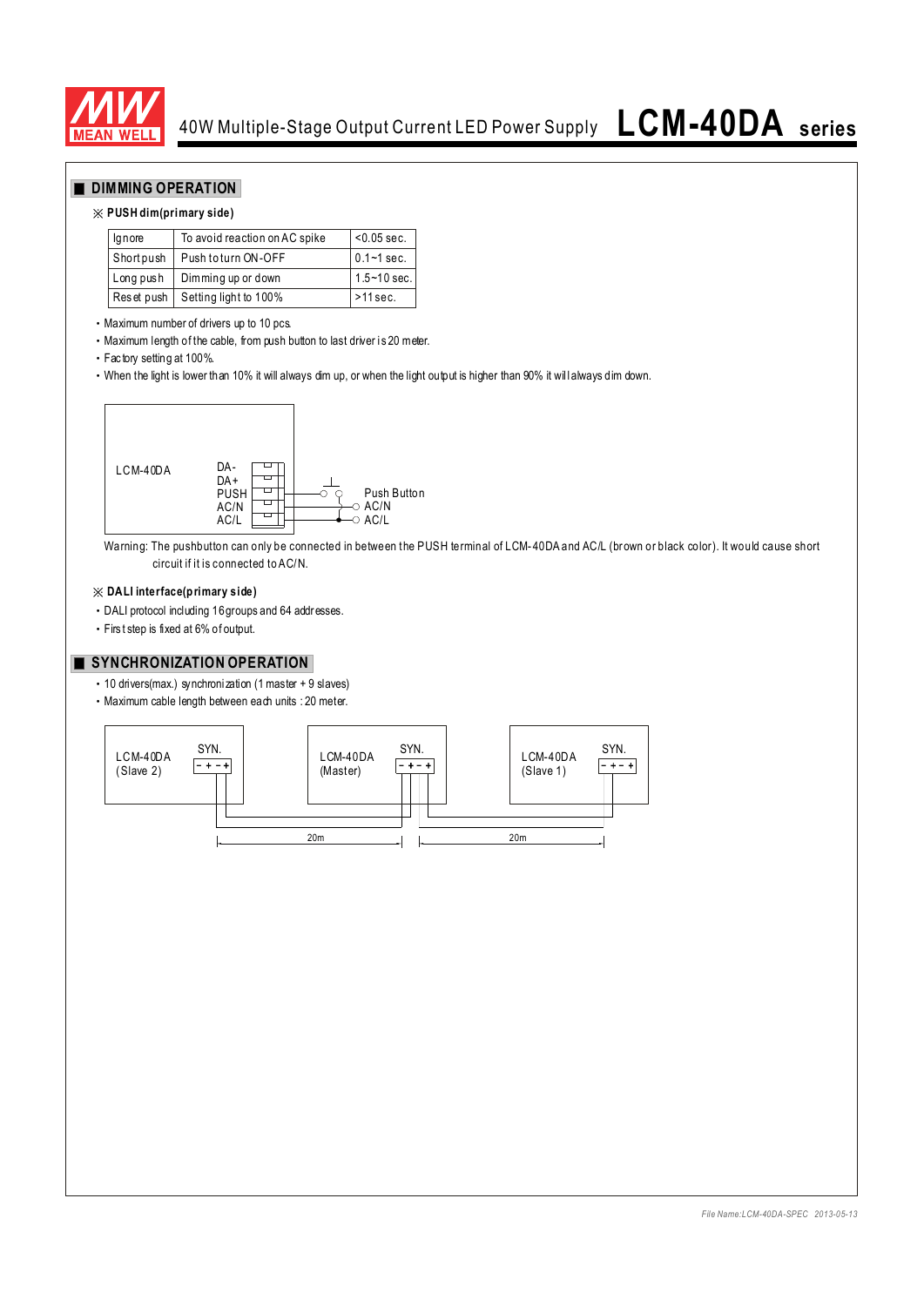## DIMMING OPERATION

※ **PUSH dim(primary side)**

| | | |
|---|---|---|
| Ignore | To avoid reaction on AC spike | <0.05 sec. |
| Short push | Push to turn ON-OFF | 0.1~1 sec. |
| Long push | Dimming up or down | 1.5~10 sec. |
| Reset push | Setting light to 100% | >11 sec. |

- Maximum number of drivers up to 10 pcs.
- Maximum length of the cable, from push button to last driver is 20 meter.
- Factory setting at 100%.
- When the light is lower than 10% it will always dim up, or when the light output is higher than 90% it will always dim down.

LCM-40DA

DA-
DA+
PUSH
AC/N
AC/L

Push Button
AC/N
AC/L

Warning: The pushbutton can only be connected in between the PUSH terminal of LCM-40DA and AC/L (brown or black color). It would cause short circuit if it is connected to AC/N.

※ **DALI interface(primary side)**

- DALI protocol including 16 groups and 64 addresses.
- First step is fixed at 6% of output.

## SYNCHRONIZATION OPERATION

- 10 drivers(max.) synchronization (1 master + 9 slaves)
- Maximum cable length between each units : 20 meter.

LCM-40DA (Slave 2)
SYN.
- + - +

LCM-40DA (Master)
SYN.
- + - +

LCM-40DA (Slave 1)
SYN.
- + - +

20m
20m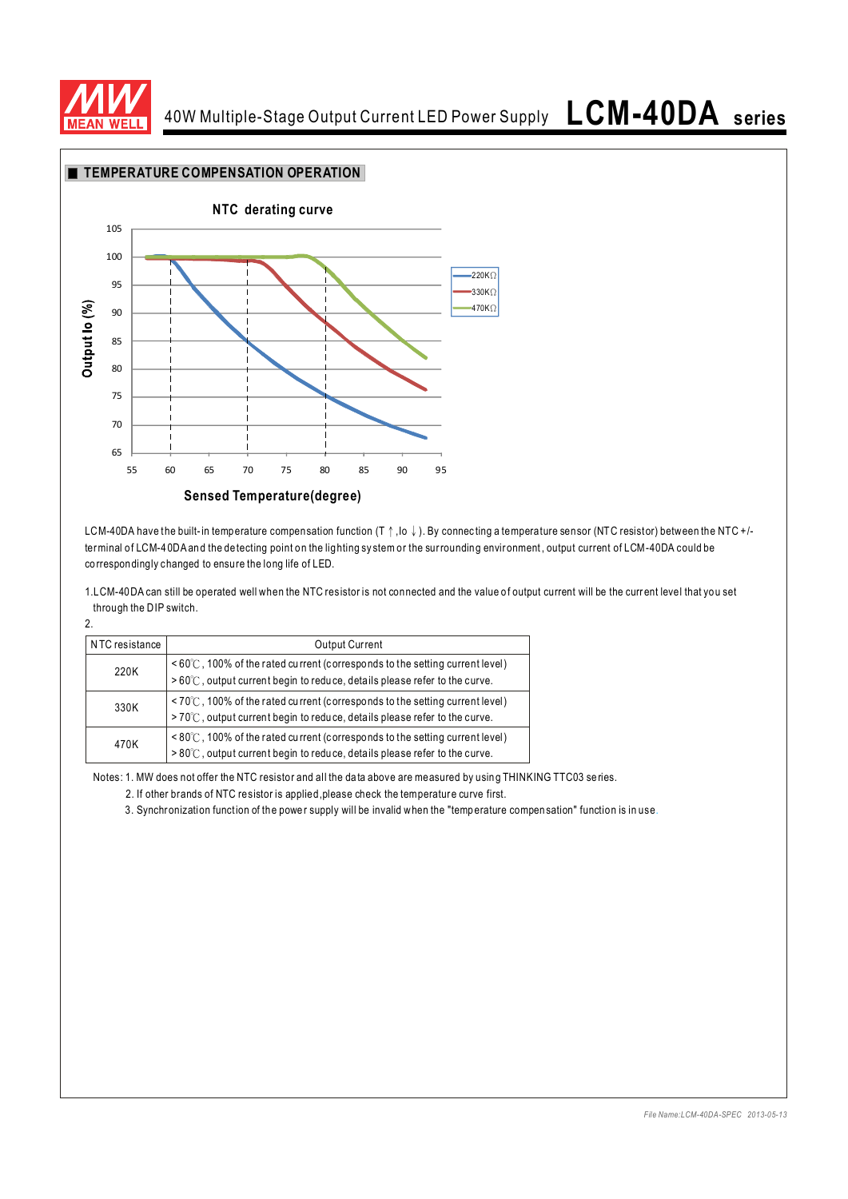## TEMPERATURE COMPENSATION OPERATION

NTC derating curve

Output Io (%)

105
100
95
90
85
80
75
70
65

55 60 65 70 75 80 85 90 95

Sensed Temperature(degree)

220KΩ
330KΩ
470KΩ

LCM-40DA have the built-in temperature compensation function (T ↑ ,Io ↓ ). By connecting a temperature sensor (NTC resistor) between the NTC+/- terminal of LCM-40DA and the detecting point on the lighting system or the surrounding environment, output current of LCM-40DA could be correspondingly changed to ensure the long life of LED.

1.LCM-40DA can still be operated well when the NTC resistor is not connected and the value of output current will be the current level that you set through the DIP switch.

2.

| NTC resistance | Output Current |
|---|---|
| 220K | <60℃, 100% of the rated current (corresponds to the setting current level)<br>>60℃, output current begin to reduce, details please refer to the curve. |
| 330K | <70℃, 100% of the rated current (corresponds to the setting current level)<br>>70℃, output current begin to reduce, details please refer to the curve. |
| 470K | <80℃, 100% of the rated current (corresponds to the setting current level)<br>>80℃, output current begin to reduce, details please refer to the curve. |

Notes: 1. MW does not offer the NTC resistor and all the data above are measured by using THINKING TTC03 series.
2. If other brands of NTC resistor is applied,please check the temperature curve first.
3. Synchronization function of the power supply will be invalid when the "temperature compensation" function is in use.